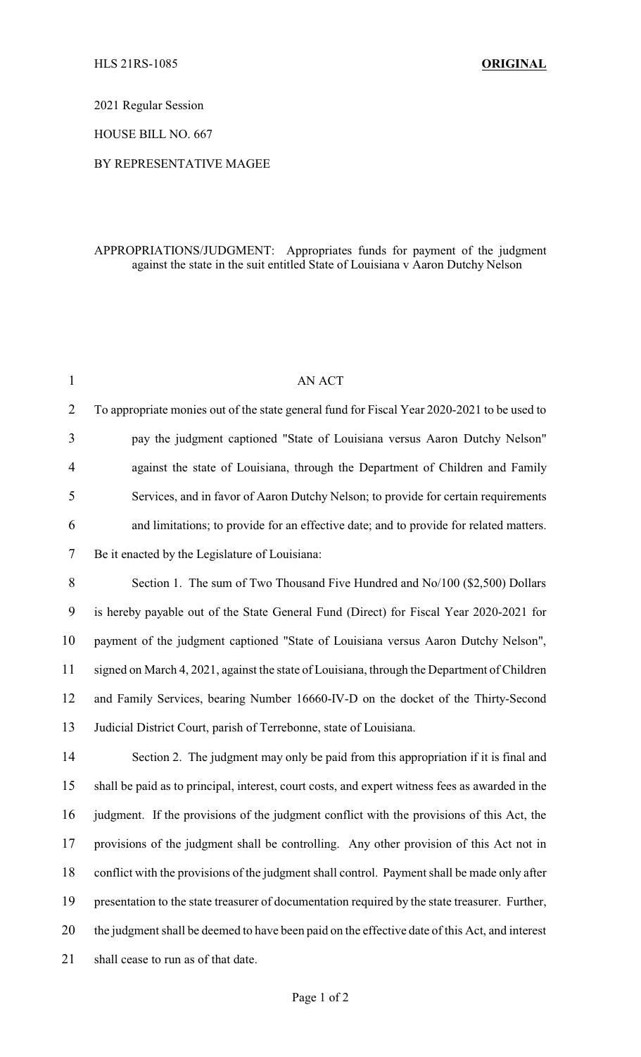HLS 21RS-1085 **ORIGINAL**

2021 Regular Session

HOUSE BILL NO. 667

BY REPRESENTATIVE MAGEE

APPROPRIATIONS/JUDGMENT: Appropriates funds for payment of the judgment against the state in the suit entitled State of Louisiana v Aaron Dutchy Nelson

AN ACT

To appropriate monies out of the state general fund for Fiscal Year 2020-2021 to be used to pay the judgment captioned "State of Louisiana versus Aaron Dutchy Nelson" against the state of Louisiana, through the Department of Children and Family Services, and in favor of Aaron Dutchy Nelson; to provide for certain requirements and limitations; to provide for an effective date; and to provide for related matters.

Be it enacted by the Legislature of Louisiana:

Section 1. The sum of Two Thousand Five Hundred and No/100 ($2,500) Dollars is hereby payable out of the State General Fund (Direct) for Fiscal Year 2020-2021 for payment of the judgment captioned "State of Louisiana versus Aaron Dutchy Nelson", signed on March 4, 2021, against the state of Louisiana, through the Department of Children and Family Services, bearing Number 16660-IV-D on the docket of the Thirty-Second Judicial District Court, parish of Terrebonne, state of Louisiana.

Section 2. The judgment may only be paid from this appropriation if it is final and shall be paid as to principal, interest, court costs, and expert witness fees as awarded in the judgment. If the provisions of the judgment conflict with the provisions of this Act, the provisions of the judgment shall be controlling. Any other provision of this Act not in conflict with the provisions of the judgment shall control. Payment shall be made only after presentation to the state treasurer of documentation required by the state treasurer. Further, the judgment shall be deemed to have been paid on the effective date of this Act, and interest shall cease to run as of that date.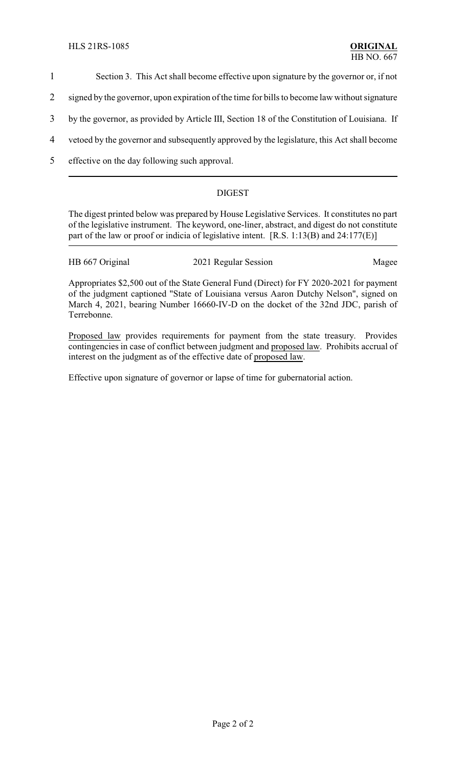Section 3. This Act shall become effective upon signature by the governor or, if not signed by the governor, upon expiration of the time for bills to become law without signature by the governor, as provided by Article III, Section 18 of the Constitution of Louisiana. If vetoed by the governor and subsequently approved by the legislature, this Act shall become effective on the day following such approval.

## DIGEST

The digest printed below was prepared by House Legislative Services. It constitutes no part of the legislative instrument. The keyword, one-liner, abstract, and digest do not constitute part of the law or proof or indicia of legislative intent. [R.S. 1:13(B) and 24:177(E)]

HB 667 Original — 2021 Regular Session — Magee

Appropriates $2,500 out of the State General Fund (Direct) for FY 2020-2021 for payment of the judgment captioned "State of Louisiana versus Aaron Dutchy Nelson", signed on March 4, 2021, bearing Number 16660-IV-D on the docket of the 32nd JDC, parish of Terrebonne.

Proposed law provides requirements for payment from the state treasury. Provides contingencies in case of conflict between judgment and proposed law. Prohibits accrual of interest on the judgment as of the effective date of proposed law.

Effective upon signature of governor or lapse of time for gubernatorial action.